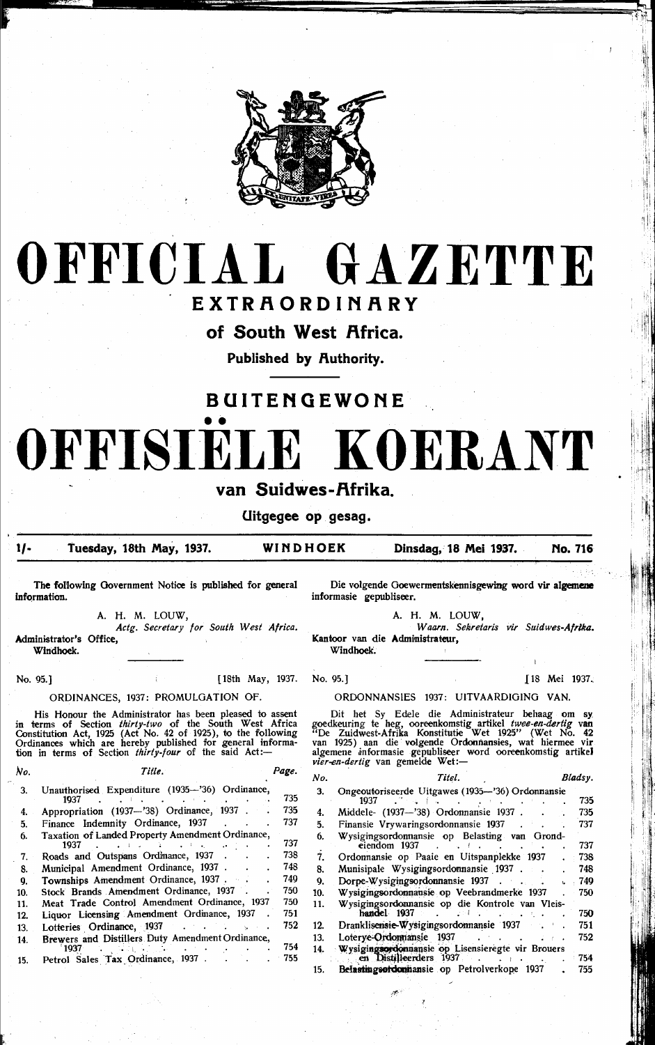# OFFICIAL GAZETTE

## EXTRAORDINARY

### of South West Africa.

**Published by Authority.**

## BUITENGEWONE

# OFFISIËLE KOERANT

### van Suidwes-Afrika.

**Uitgegee op gesag.**

| 1/- | Tuesday, 18th May, 1937. | WINDHOEK | Dinsdag, 18 Mei 1937. | No. 716 |
|---|---|---|---|---|

The following Government Notice is published for general information.

A. H. M. LOUW,
*Actg. Secretary for South West Africa.*

Administrator's Office,
Windhoek.

No. 95.] [18th May, 1937.

ORDINANCES, 1937: PROMULGATION OF.

His Honour the Administrator has been pleased to assent in terms of Section *thirty-two* of the South West Africa Constitution Act, 1925 (Act No. 42 of 1925), to the following Ordinances which are hereby published for general information in terms of Section *thirty-four* of the said Act:—

| No. | Title. | Page. |
|---|---|---|
| 3. | Unauthorised Expenditure (1935—'36) Ordinance, 1937 | 735 |
| 4. | Appropriation (1937—'38) Ordinance, 1937 | 735 |
| 5. | Finance Indemnity Ordinance, 1937 | 737 |
| 6. | Taxation of Landed Property Amendment Ordinance, 1937 | 737 |
| 7. | Roads and Outspans Ordinance, 1937 | 738 |
| 8. | Municipal Amendment Ordinance, 1937 | 748 |
| 9. | Townships Amendment Ordinance, 1937 | 749 |
| 10. | Stock Brands Amendment Ordinance, 1937 | 750 |
| 11. | Meat Trade Control Amendment Ordinance, 1937 | 750 |
| 12. | Liquor Licensing Amendment Ordinance, 1937 | 751 |
| 13. | Lotteries Ordinance, 1937 | 752 |
| 14. | Brewers and Distillers Duty Amendment Ordinance, 1937 | 754 |
| 15. | Petrol Sales Tax Ordinance, 1937 | 755 |

Die volgende Goewermentskennisgewing word vir algemene informasie gepubliseer.

A. H. M. LOUW,
*Waarn. Sekretaris vir Suidwes-Afrika.*

Kantoor van die Administrateur,
Windhoek.

No. 95.] [18 Mei 1937.

ORDONNANSIES 1937: UITVAARDIGING VAN.

Dit het Sy Edele die Administrateur behaag om sy goedkeuring te heg, ooreenkomstig artikel *twee-en-dertig* van "De Zuidwest-Afrika Konstitutie Wet 1925" (Wet No. 42 van 1925) aan die volgende Ordonnansies, wat hiermee vir algemene informasie gepubliseer word ooreenkomstig artikel *vier-en-dertig* van gemelde Wet:—

| No. | Titel. | Bladsy. |
|---|---|---|
| 3. | Ongeoutoriseerde Uitgawes (1935—'36) Ordonnansie 1937 | 735 |
| 4. | Middele- (1937—'38) Ordonnansie 1937 | 735 |
| 5. | Finansie Vrywaringsordonnansie 1937 | 737 |
| 6. | Wysigingsordonnansie op Belasting van Grondeiendom 1937 | 737 |
| 7. | Ordonnansie op Paaie en Uitspanplekke 1937 | 738 |
| 8. | Munisipale Wysigingsordonnansie 1937 | 748 |
| 9. | Dorpe-Wysigingsordonnansie 1937 | 749 |
| 10. | Wysigingsordonnansie op Veebrandmerke 1937 | 750 |
| 11. | Wysigingsordonnansie op die Kontrole van Vleishandel 1937 | 750 |
| 12. | Dranklisensie-Wysigingsordonnansie 1937 | 751 |
| 13. | Loterye-Ordonnansie 1937 | 752 |
| 14. | Wysigingsordonnansie op Lisensieregte vir Brouers en Distilleerders 1937 | 754 |
| 15. | Belastingsordonnansie op Petrolverkope 1937 | 755 |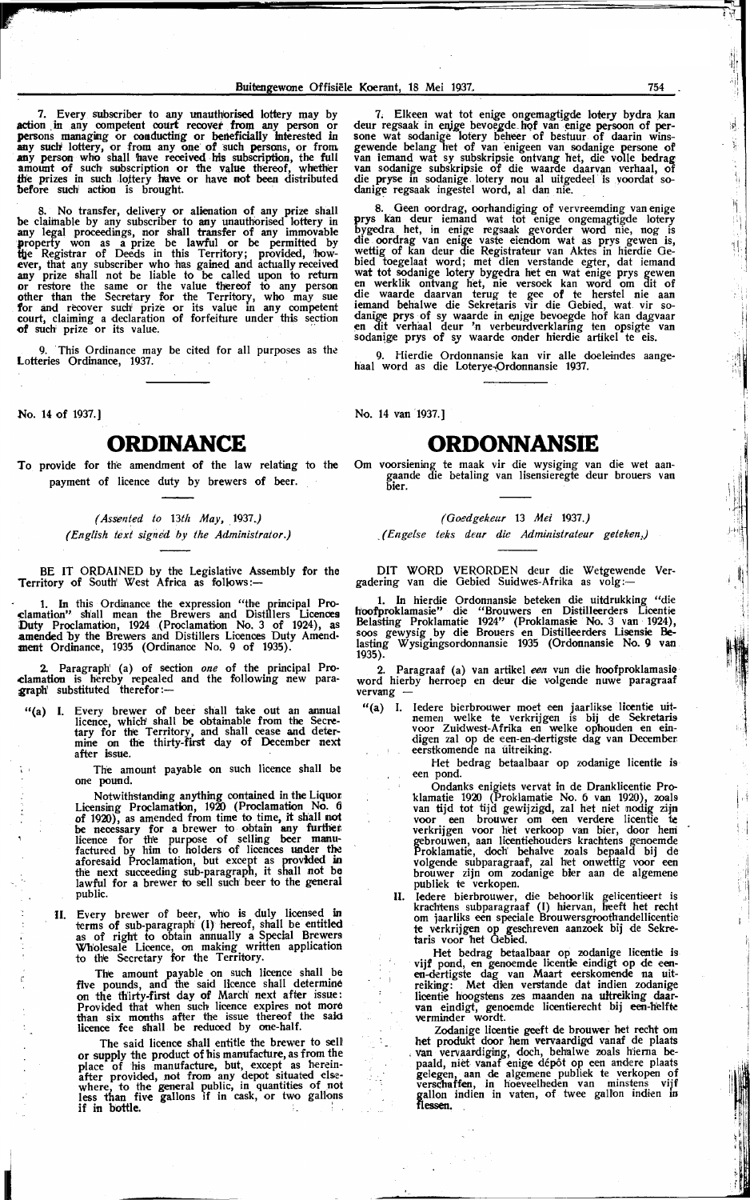7. Every subscriber to any unauthorised lottery may by action in any competent court recover from any person or persons managing or conducting or beneficially interested in any such lottery, or from any one of such persons, or from any person who shall have received his subscription, the full amount of such subscription or the value thereof, whether the prizes in such lottery have or have not been distributed before such action is brought.

8. No transfer, delivery or alienation of any prize shall be claimable by any subscriber to any unauthorised lottery in any legal proceedings, nor shall transfer of any immovable property won as a prize be lawful or be permitted by the Registrar of Deeds in this Territory; provided, however, that any subscriber who has gained and actually received any prize shall not be liable to be called upon to return or restore the same or the value thereof to any person other than the Secretary for the Territory, who may sue for and recover such prize or its value in any competent court, claiming a declaration of forfeiture under this section of such prize or its value.

9. This Ordinance may be cited for all purposes as the Lotteries Ordinance, 1937.

7. Elkeen wat tot enige ongemagtigde lotery bydra kan deur regsaak in enige bevoegde hof van enige persoon of persone wat sodanige lotery beheer of bestuur of daarin winsgewende belang het of van enigeen van sodanige persone of van iemand wat sy subskripsie ontvang het, die volle bedrag van sodanige subskripsie of die waarde daarvan verhaal, of die pryse in sodanige lotery nou al uitgedeel is voordat sodanige regsaak ingestel word, al dan nie.

8. Geen oordrag, oorhandiging of vervreemding van enige prys kan deur iemand wat tot enige ongemagtigde lotery bygedra het, in enige regsaak gevorder word nie, nog is die oordrag van enige vaste eiendom wat as prys gewen is, wettig of kan deur die Registrateur van Aktes in hierdie Gebied toegelaat word; met dien verstande egter, dat iemand wat tot sodanige lotery bygedra het en wat enige prys gewen en werklik ontvang het, nie versoek kan word om dit of die waarde daarvan terug te gee of te herstel nie aan iemand behalwe die Sekretaris vir die Gebied, wat vir sodanige prys of sy waarde in enige bevoegde hof kan dagvaar en dit verhaal deur 'n verbeurdverklaring ten opsigte van sodanige prys of sy waarde onder hierdie artikel te eis.

9. Hierdie Ordonnansie kan vir alle doeleindes aangehaal word as die Loterye-Ordonnansie 1937.

No. 14 of 1937.]

# ORDINANCE

To provide for the amendment of the law relating to the payment of licence duty by brewers of beer.

*(Assented to 13th May, 1937.)*
*(English text signed by the Administrator.)*

BE IT ORDAINED by the Legislative Assembly for the Territory of South West Africa as follows:—

1. In this Ordinance the expression "the principal Proclamation" shall mean the Brewers and Distillers Licences Duty Proclamation, 1924 (Proclamation No. 3 of 1924), as amended by the Brewers and Distillers Licences Duty Amendment Ordinance, 1935 (Ordinance No. 9 of 1935).

2. Paragraph (a) of section *one* of the principal Proclamation is hereby repealed and the following new paragraph substituted therefor:—

"(a) I. Every brewer of beer shall take out an annual licence, which shall be obtainable from the Secretary for the Territory, and shall cease and determine on the thirty-first day of December next after issue.

The amount payable on such licence shall be one pound.

Notwithstanding anything contained in the Liquor Licensing Proclamation, 1920 (Proclamation No. 6 of 1920), as amended from time to time, it shall not be necessary for a brewer to obtain any further licence for the purpose of selling beer manufactured by him to holders of licences under the aforesaid Proclamation, but except as provided in the next succeeding sub-paragraph, it shall not be lawful for a brewer to sell such beer to the general public.

II. Every brewer of beer, who is duly licensed in terms of sub-paragraph (I) hereof, shall be entitled as of right to obtain annually a Special Brewers Wholesale Licence, on making written application to the Secretary for the Territory.

The amount payable on such licence shall be five pounds, and the said licence shall determine on the thirty-first day of March next after issue: Provided that when such licence expires not more than six months after the issue thereof the said licence fee shall be reduced by one-half.

The said licence shall entitle the brewer to sell or supply the product of his manufacture, as from the place of his manufacture, but, except as hereinafter provided, not from any depot situated elsewhere, to the general public, in quantities of not less than five gallons if in cask, or two gallons if in bottle.

No. 14 van 1937.]

# ORDONNANSIE

Om voorsiening te maak vir die wysiging van die wet aangaande die betaling van lisensieregte deur brouers van bier.

*(Goedgekeur 13 Mei 1937.)*
*(Engelse teks deur die Administrateur geteken.)*

DIT WORD VERORDEN deur die Wetgewende Vergadering van die Gebied Suidwes-Afrika as volg:—

1. In hierdie Ordonnansie beteken die uitdrukking "die hoofproklamasie" die "Brouwers en Distilleerders Licentie Belasting Proklamatie 1924" (Proklamasie No. 3 van 1924), soos gewysig by die Brouers en Distilleerders Lisensie Belasting Wysigingsordonnansie 1935 (Ordonnansie No. 9 van 1935).

2. Paragraaf (a) van artikel *een* van die hoofproklamasie word hierby herroep en deur die volgende nuwe paragraaf vervang —

"(a) I. Iedere bierbrouwer moet een jaarlikse licentie uitnemen welke te verkrijgen is bij de Sekretaris voor Zuidwest-Afrika en welke ophouden en eindigen zal op de een-en-dertigste dag van December eerstkomende na uitreiking.

Het bedrag betaalbaar op zodanige licentie is een pond.

Ondanks enigiets vervat in de Dranklicentie Proklamatie 1920 (Proklamatie No. 6 van 1920), zoals van tijd tot tijd gewijzigd, zal het niet nodig zijn voor een brouwer om een verdere licentie te verkrijgen voor het verkoop van bier, door hem gebrouwen, aan licentiehouders krachtens genoemde Proklamatie, doch behalve zoals bepaald bij de volgende subparagraaf, zal het onwettig voor een brouwer zijn om zodanige bier aan de algemene publiek te verkopen.

II. Iedere bierbrouwer, die behoorlik gelicentieert is krachtens subparagraaf (I) hiervan, heeft het recht om jaarliks een speciale Brouwersgroothandellicentie te verkrijgen op geschreven aanzoek bij de Sekretaris voor het Gebied.

Het bedrag betaalbaar op zodanige licentie is vijf pond, en genoemde licentie eindigt op de een-en-dertigste dag van Maart eerskomende na uitreiking: Met dien verstande dat indien zodanige licentie hoogstens zes maanden na uitreiking daarvan eindigt, genoemde licentierecht bij een-helfte verminder wordt.

Zodanige licentie geeft de brouwer het recht om het produkt door hem vervaardigd vanaf de plaats van vervaardiging, doch, behalwe zoals hierna bepaald, niet vanaf enige dépôt op een andere plaats gelegen, aan de algemene publiek te verkopen of verschaffen, in hoeveelheden van minstens vijf gallon indien in vaten, of twee gallon indien in flessen.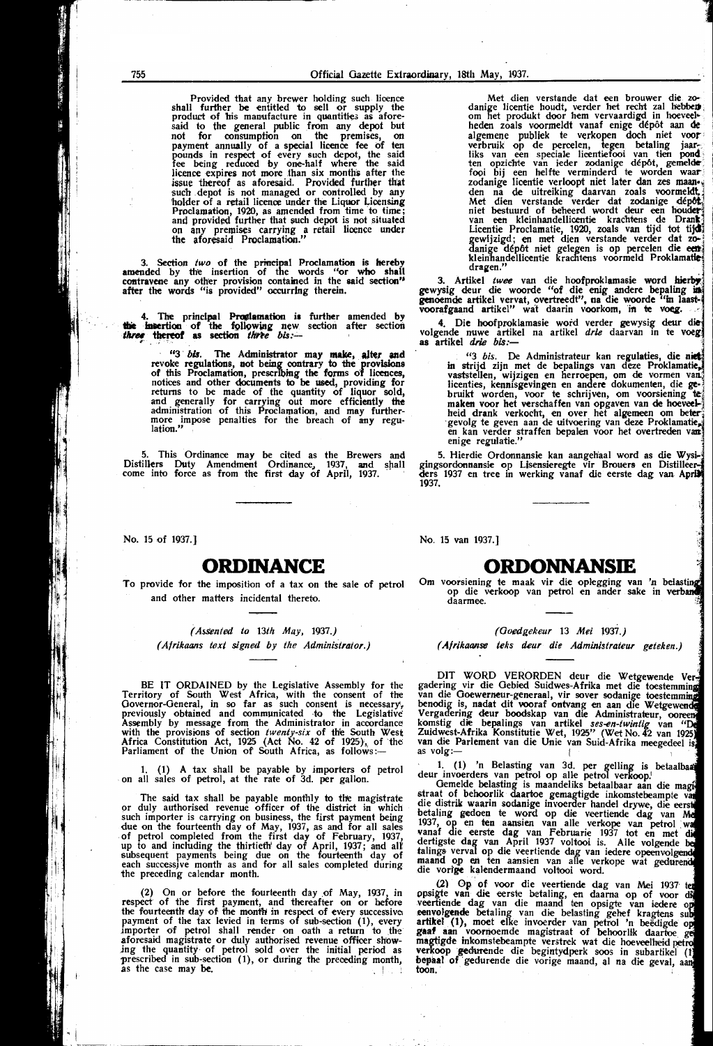Provided that any brewer holding such licence shall further be entitled to sell or supply the product of his manufacture in quantities as aforesaid to the general public from any depot but not for consumption on the premises, on payment annually of a special licence fee of ten pounds in respect of every such depot, the said fee being reduced by one-half where the said licence expires not more than six months after the issue thereof as aforesaid. Provided further that such depot is not managed or controlled by any holder of a retail licence under the Liquor Licensing Proclamation, 1920, as amended from time to time; and provided further that such depot is not situated on any premises carrying a retail licence under the aforesaid Proclamation."

3. Section *two* of the principal Proclamation is hereby amended by the insertion of the words "or who shall contravene any other provision contained in the said section" after the words "is provided" occurring therein.

4. The principal Proclamation is further amended by the insertion of the following new section after section *three* thereof as section *three bis*:—

> "3 *bis*. The Administrator may make, alter and revoke regulations, not being contrary to the provisions of this Proclamation, prescribing the forms of licences, notices and other documents to be used, providing for returns to be made of the quantity of liquor sold, and generally for carrying out more efficiently the administration of this Proclamation, and may furthermore impose penalties for the breach of any regulation."

5. This Ordinance may be cited as the Brewers and Distillers Duty Amendment Ordinance, 1937, and shall come into force as from the first day of April, 1937.

Met dien verstande dat een brouwer die zodanige licentie houdt, verder het recht zal hebben om het produkt door hem vervaardigd in hoeveelheden zoals voormeld vanaf enige dépôt aan de algemene publiek te verkopen doch niet voor verbruik op de percelen, tegen betaling jaarliks van een speciale licentiefooi van tien pond ten opzichte van ieder zodanige dépôt, gemelde fooi bij een helfte verminderd te worden waar zodanige licentie verloopt niet later dan zes maanden na de uitreiking daarvan zoals voormeld. Met dien verstande verder dat zodanige dépôt niet bestuurd of beheerd wordt deur een houder van een kleinhandellicentie krachtens de Drank Licentie Proclamatie, 1920, zoals van tijd tot tijd gewijzigd; en met dien verstande verder dat zodanige dépôt niet gelegen is op percelen die een kleinhandellicentie krachtens voormeld Proklamatie dragen."

3. Artikel *twee* van die hoofproklamasie word hierby gewysig deur die woorde "of die enig andere bepaling in genoemde artikel vervat, overtreedt", na die woorde "in laastvoorafgaand artikel" wat daarin voorkom, in te voeg.

4. Die hoofproklamasie word verder gewysig deur die volgende nuwe artikel na artikel *drie* daarvan in te voeg as artikel *drie bis*:—

> "3 *bis*. De Administrateur kan regulaties, die niet in strijd zijn met de bepalings van deze Proklamatie, vaststellen, wijzigen en herroepen, om de vormen van licenties, kennisgevingen en andere dokumenten, die gebruikt worden, voor te schrijven, om voorsiening te maken voor het verschaffen van opgaven van de hoeveelheid drank verkocht, en over het algemeen om beter gevolg te geven aan de uitvoering van deze Proklamatie, en kan verder straffen bepalen voor het overtreden van enige regulatie."

5. Hierdie Ordonnansie kan aangehaal word as die Wysigingsordonnansie op Lisensieregte vir Brouers en Distilleerders 1937 en tree in werking vanaf die eerste dag van April 1937.

No. 15 of 1937.]

# ORDINANCE

To provide for the imposition of a tax on the sale of petrol and other matters incidental thereto.

*(Assented to 13th May, 1937.)*
*(Afrikaans text signed by the Administrator.)*

BE IT ORDAINED by the Legislative Assembly for the Territory of South West Africa, with the consent of the Governor-General, in so far as such consent is necessary, previously obtained and communicated to the Legislative Assembly by message from the Administrator in accordance with the provisions of section *twenty-six* of the South West Africa Constitution Act, 1925 (Act No. 42 of 1925), of the Parliament of the Union of South Africa, as follows:—

1. (1) A tax shall be payable by importers of petrol on all sales of petrol, at the rate of 3d. per gallon.

The said tax shall be payable monthly to the magistrate or duly authorised revenue officer of the district in which such importer is carrying on business, the first payment being due on the fourteenth day of May, 1937, as and for all sales of petrol completed from the first day of February, 1937, up to and including the thirtieth day of April, 1937; and all subsequent payments being due on the fourteenth day of each successive month as and for all sales completed during the preceding calendar month.

(2) On or before the fourteenth day of May, 1937, in respect of the first payment, and thereafter on or before the fourteenth day of the month in respect of every successive payment of the tax levied in terms of sub-section (1), every importer of petrol shall render on oath a return to the aforesaid magistrate or duly authorised revenue officer showing the quantity of petrol sold over the initial period as prescribed in sub-section (1), or during the preceding month, as the case may be.

No. 15 van 1937.]

# ORDONNANSIE

Om voorsiening te maak vir die oplegging van 'n belasting op die verkoop van petrol en ander sake in verband daarmee.

*(Goedgekeur 13 Mei 1937.)*
*(Afrikaanse teks deur die Administrateur geteken.)*

DIT WORD VERORDEN deur die Wetgewende Vergadering vir die Gebied Suidwes-Afrika met die toestemming van die Goewerneur-generaal, vir sover sodanige toestemming benodig is, nadat dit vooraf ontvang en aan die Wetgewende Vergadering deur boodskap van die Administrateur, ooreenkomstig die bepalings van artikel *ses-en-twintig* van "De Zuidwest-Afrika Konstitutie Wet, 1925" (Wet No. 42 van 1925) van die Parlement van die Unie van Suid-Afrika meegedeel is, as volg:—

1. (1) 'n Belasting van 3d. per gelling is betaalbaar deur invoerders van petrol op alle petrol verkoop.

Gemelde belasting is maandeliks betaalbaar aan die magistraat of behoorlik daartoe gemagtigde inkomstebeampte van die distrik waarin sodanige invoerder handel drywe, die eerste betaling gedoen te word op die veertiende dag van Mei 1937, op en ten aansien van alle verkope van petrol wat vanaf die eerste dag van Februarie 1937 tot en met die dertigste dag van April 1937 voltooi is. Alle volgende betalings verval op die veertiende dag van iedere opeenvolgende maand op en ten aansien van alle verkope wat gedurende die vorige kalendermaand voltooi word.

(2) Op of voor die veertiende dag van Mei 1937 ten opsigte van die eerste betaling, en daarna op of voor die veertiende dag van die maand ten opsigte van iedere opeenvolgende betaling van die belasting gehef kragtens subartikel (1), moet elke invoerder van petrol 'n beëdigde opgaaf aan voornoemde magistraat of behoorlik daartoe gemagtigde inkomstebeampte verstrek wat die hoeveelheid petrol verkoop gedurende die begintydperk soos in subartikel (1) bepaal of gedurende die vorige maand, al na die geval, aantoon.